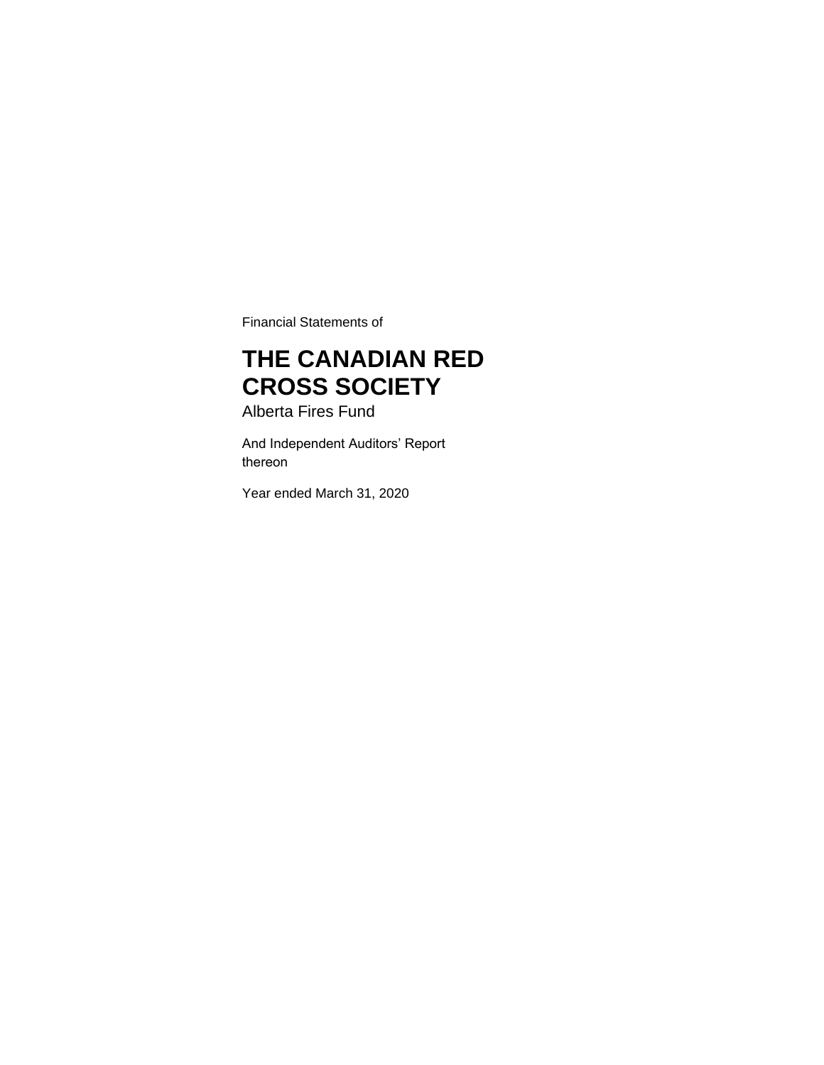Financial Statements of

# THE CANADIAN RED CROSS SOCIETY

Alberta Fires Fund

And Independent Auditors' Report thereon

Year ended March 31, 2020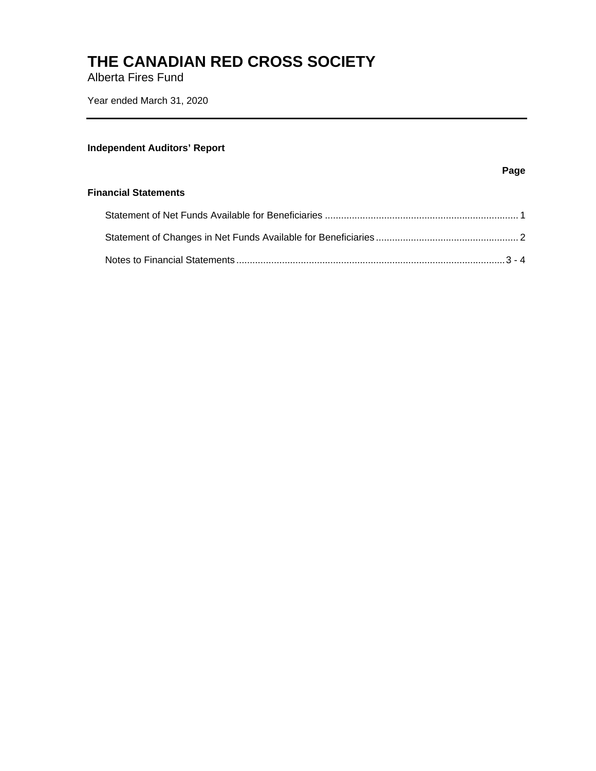# THE CANADIAN RED CROSS SOCIETY

Alberta Fires Fund

Year ended March 31, 2020

---

**Independent Auditors' Report**

| | **Page** |
|---|---|
| **Financial Statements** | |
| Statement of Net Funds Available for Beneficiaries | 1 |
| Statement of Changes in Net Funds Available for Beneficiaries | 2 |
| Notes to Financial Statements | 3 - 4 |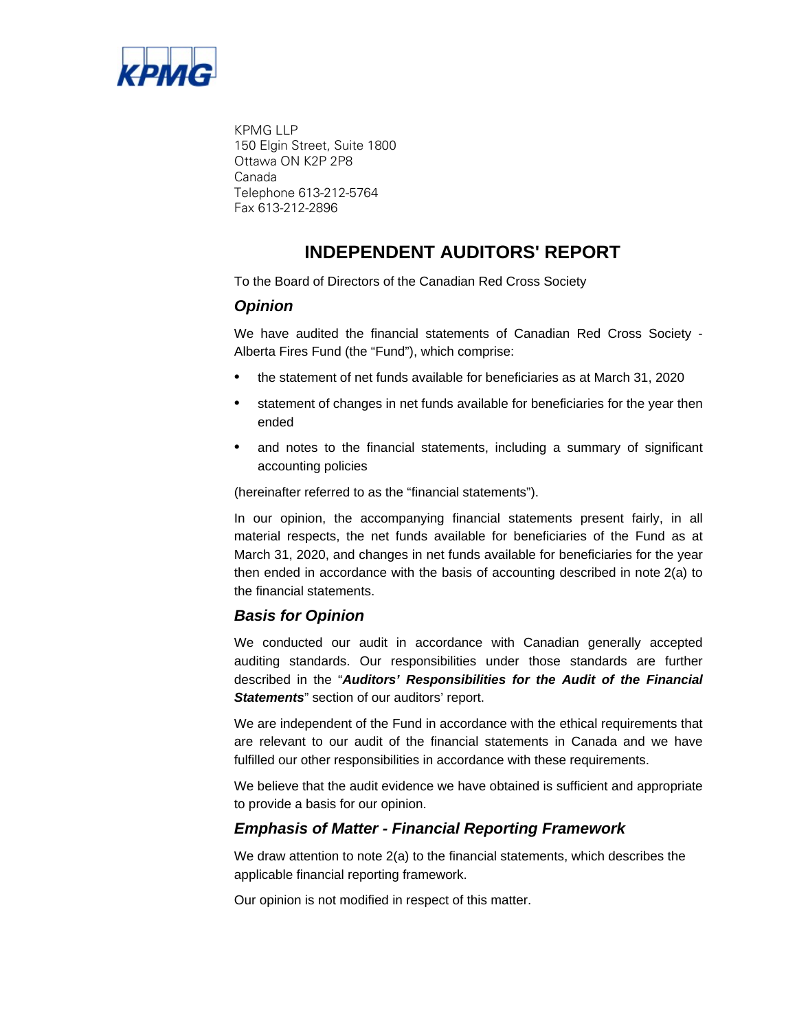KPMG LLP
150 Elgin Street, Suite 1800
Ottawa ON K2P 2P8
Canada
Telephone 613-212-5764
Fax 613-212-2896

# INDEPENDENT AUDITORS' REPORT

To the Board of Directors of the Canadian Red Cross Society

### *Opinion*

We have audited the financial statements of Canadian Red Cross Society - Alberta Fires Fund (the "Fund"), which comprise:

- the statement of net funds available for beneficiaries as at March 31, 2020
- statement of changes in net funds available for beneficiaries for the year then ended
- and notes to the financial statements, including a summary of significant accounting policies

(hereinafter referred to as the "financial statements").

In our opinion, the accompanying financial statements present fairly, in all material respects, the net funds available for beneficiaries of the Fund as at March 31, 2020, and changes in net funds available for beneficiaries for the year then ended in accordance with the basis of accounting described in note 2(a) to the financial statements.

### *Basis for Opinion*

We conducted our audit in accordance with Canadian generally accepted auditing standards. Our responsibilities under those standards are further described in the "***Auditors' Responsibilities for the Audit of the Financial Statements***" section of our auditors' report.

We are independent of the Fund in accordance with the ethical requirements that are relevant to our audit of the financial statements in Canada and we have fulfilled our other responsibilities in accordance with these requirements.

We believe that the audit evidence we have obtained is sufficient and appropriate to provide a basis for our opinion.

### *Emphasis of Matter - Financial Reporting Framework*

We draw attention to note 2(a) to the financial statements, which describes the applicable financial reporting framework.

Our opinion is not modified in respect of this matter.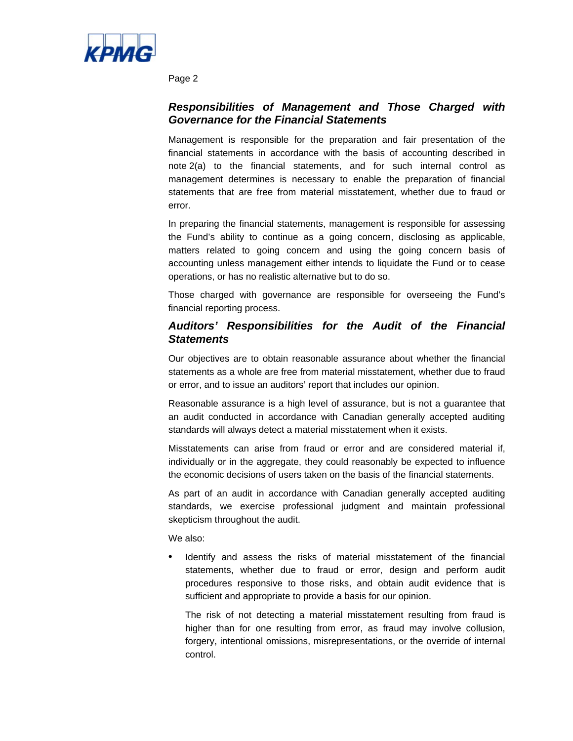### *Responsibilities of Management and Those Charged with Governance for the Financial Statements*

Management is responsible for the preparation and fair presentation of the financial statements in accordance with the basis of accounting described in note 2(a) to the financial statements, and for such internal control as management determines is necessary to enable the preparation of financial statements that are free from material misstatement, whether due to fraud or error.

In preparing the financial statements, management is responsible for assessing the Fund's ability to continue as a going concern, disclosing as applicable, matters related to going concern and using the going concern basis of accounting unless management either intends to liquidate the Fund or to cease operations, or has no realistic alternative but to do so.

Those charged with governance are responsible for overseeing the Fund's financial reporting process.

### *Auditors' Responsibilities for the Audit of the Financial Statements*

Our objectives are to obtain reasonable assurance about whether the financial statements as a whole are free from material misstatement, whether due to fraud or error, and to issue an auditors' report that includes our opinion.

Reasonable assurance is a high level of assurance, but is not a guarantee that an audit conducted in accordance with Canadian generally accepted auditing standards will always detect a material misstatement when it exists.

Misstatements can arise from fraud or error and are considered material if, individually or in the aggregate, they could reasonably be expected to influence the economic decisions of users taken on the basis of the financial statements.

As part of an audit in accordance with Canadian generally accepted auditing standards, we exercise professional judgment and maintain professional skepticism throughout the audit.

We also:

- Identify and assess the risks of material misstatement of the financial statements, whether due to fraud or error, design and perform audit procedures responsive to those risks, and obtain audit evidence that is sufficient and appropriate to provide a basis for our opinion.

  The risk of not detecting a material misstatement resulting from fraud is higher than for one resulting from error, as fraud may involve collusion, forgery, intentional omissions, misrepresentations, or the override of internal control.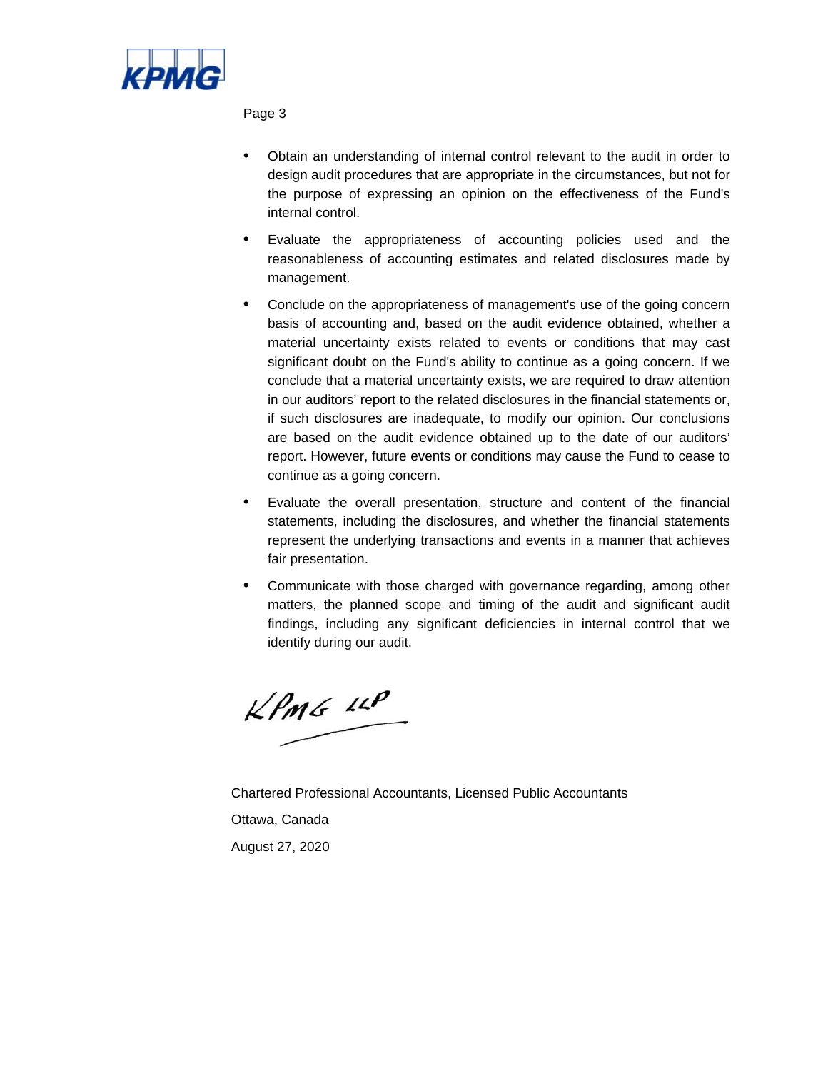- Obtain an understanding of internal control relevant to the audit in order to design audit procedures that are appropriate in the circumstances, but not for the purpose of expressing an opinion on the effectiveness of the Fund's internal control.
- Evaluate the appropriateness of accounting policies used and the reasonableness of accounting estimates and related disclosures made by management.
- Conclude on the appropriateness of management's use of the going concern basis of accounting and, based on the audit evidence obtained, whether a material uncertainty exists related to events or conditions that may cast significant doubt on the Fund's ability to continue as a going concern. If we conclude that a material uncertainty exists, we are required to draw attention in our auditors' report to the related disclosures in the financial statements or, if such disclosures are inadequate, to modify our opinion. Our conclusions are based on the audit evidence obtained up to the date of our auditors' report. However, future events or conditions may cause the Fund to cease to continue as a going concern.
- Evaluate the overall presentation, structure and content of the financial statements, including the disclosures, and whether the financial statements represent the underlying transactions and events in a manner that achieves fair presentation.
- Communicate with those charged with governance regarding, among other matters, the planned scope and timing of the audit and significant audit findings, including any significant deficiencies in internal control that we identify during our audit.

KPMG LLP

Chartered Professional Accountants, Licensed Public Accountants

Ottawa, Canada

August 27, 2020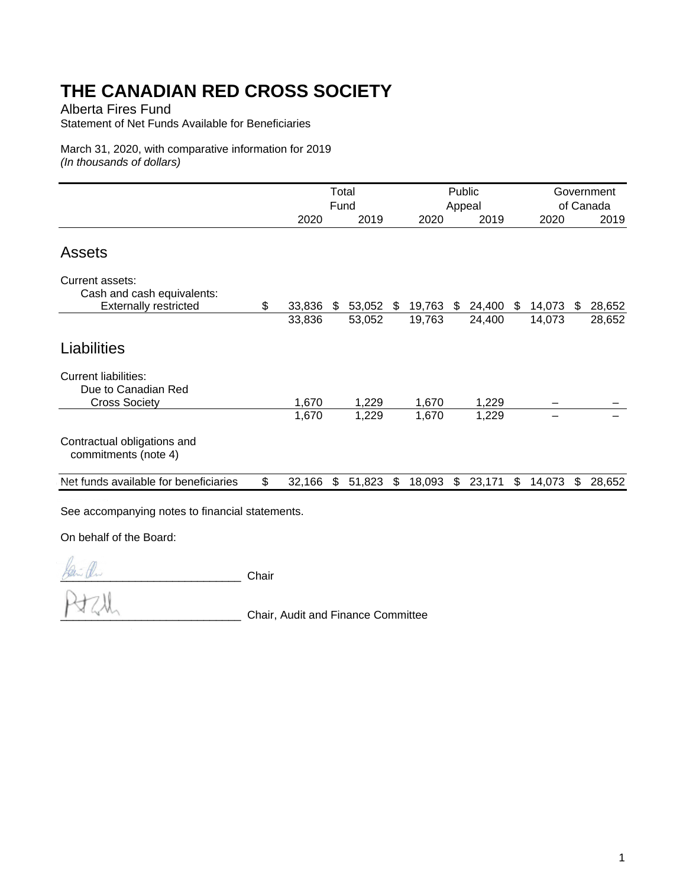# THE CANADIAN RED CROSS SOCIETY

Alberta Fires Fund

Statement of Net Funds Available for Beneficiaries

March 31, 2020, with comparative information for 2019

*(In thousands of dollars)*

| | Total Fund | | Public Appeal | | Government of Canada | |
|---|---|---|---|---|---|---|
| | 2020 | 2019 | 2020 | 2019 | 2020 | 2019 |
| **Assets** | | | | | | |
| Current assets: | | | | | | |
| Cash and cash equivalents: | | | | | | |
| Externally restricted | $ 33,836 | $ 53,052 | $ 19,763 | $ 24,400 | $ 14,073 | $ 28,652 |
| | 33,836 | 53,052 | 19,763 | 24,400 | 14,073 | 28,652 |
| **Liabilities** | | | | | | |
| Current liabilities: | | | | | | |
| Due to Canadian Red Cross Society | 1,670 | 1,229 | 1,670 | 1,229 | – | – |
| | 1,670 | 1,229 | 1,670 | 1,229 | – | – |
| Contractual obligations and commitments (note 4) | | | | | | |
| Net funds available for beneficiaries | $ 32,166 | $ 51,823 | $ 18,093 | $ 23,171 | $ 14,073 | $ 28,652 |

See accompanying notes to financial statements.

On behalf of the Board:

_____________________________ Chair

_____________________________ Chair, Audit and Finance Committee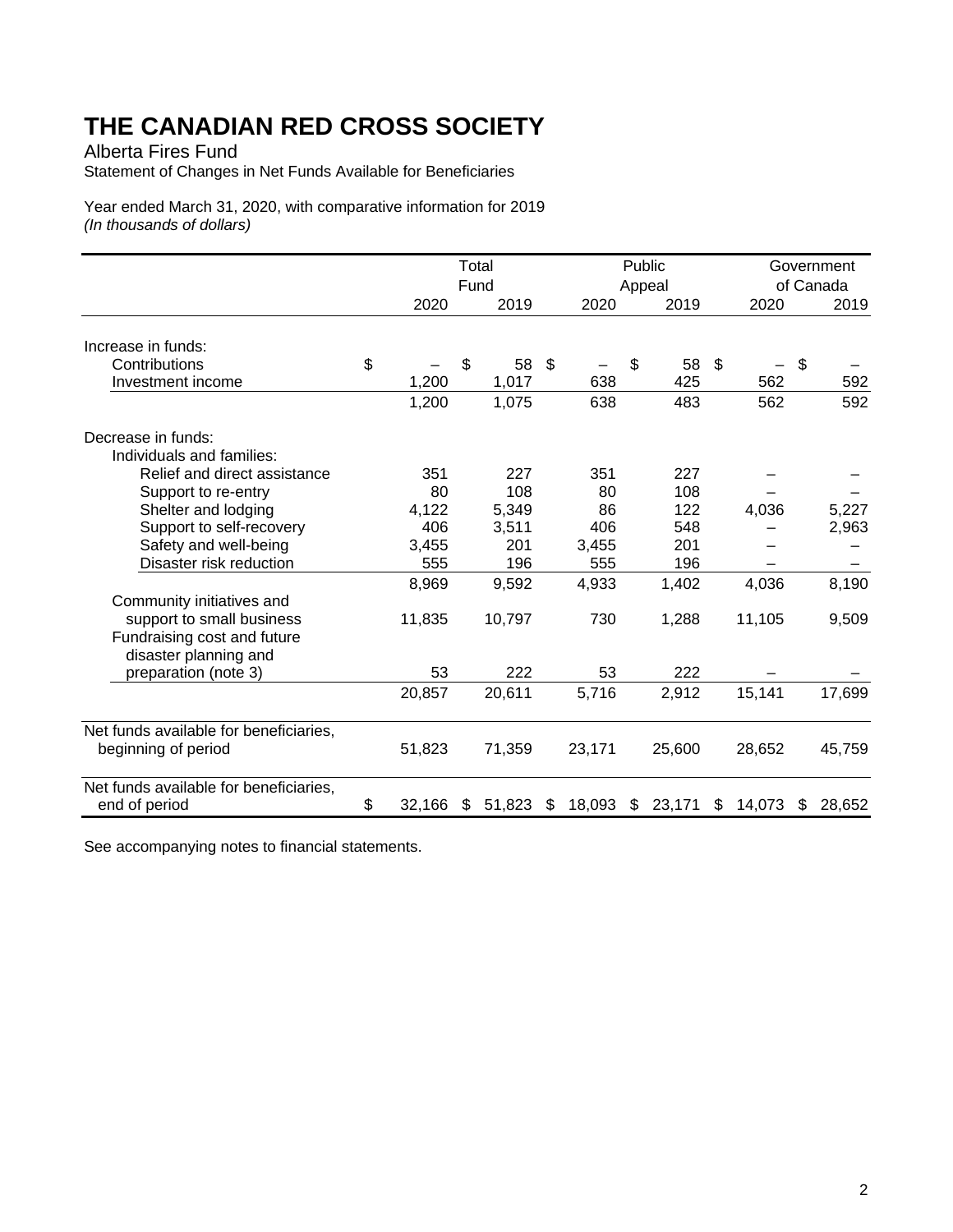# THE CANADIAN RED CROSS SOCIETY

Alberta Fires Fund

Statement of Changes in Net Funds Available for Beneficiaries

Year ended March 31, 2020, with comparative information for 2019

*(In thousands of dollars)*

| | Total Fund | | Public Appeal | | Government of Canada | |
|---|---|---|---|---|---|---|
| | 2020 | 2019 | 2020 | 2019 | 2020 | 2019 |
| Increase in funds: | | | | | | |
| Contributions | $ – | $ 58 | $ – | $ 58 | $ – | $ – |
| Investment income | 1,200 | 1,017 | 638 | 425 | 562 | 592 |
| | 1,200 | 1,075 | 638 | 483 | 562 | 592 |
| Decrease in funds: | | | | | | |
| Individuals and families: | | | | | | |
| Relief and direct assistance | 351 | 227 | 351 | 227 | – | – |
| Support to re-entry | 80 | 108 | 80 | 108 | – | – |
| Shelter and lodging | 4,122 | 5,349 | 86 | 122 | 4,036 | 5,227 |
| Support to self-recovery | 406 | 3,511 | 406 | 548 | – | 2,963 |
| Safety and well-being | 3,455 | 201 | 3,455 | 201 | – | – |
| Disaster risk reduction | 555 | 196 | 555 | 196 | – | – |
| | 8,969 | 9,592 | 4,933 | 1,402 | 4,036 | 8,190 |
| Community initiatives and support to small business | 11,835 | 10,797 | 730 | 1,288 | 11,105 | 9,509 |
| Fundraising cost and future disaster planning and preparation (note 3) | 53 | 222 | 53 | 222 | – | – |
| | 20,857 | 20,611 | 5,716 | 2,912 | 15,141 | 17,699 |
| Net funds available for beneficiaries, beginning of period | 51,823 | 71,359 | 23,171 | 25,600 | 28,652 | 45,759 |
| Net funds available for beneficiaries, end of period | $ 32,166 | $ 51,823 | $ 18,093 | $ 23,171 | $ 14,073 | $ 28,652 |

See accompanying notes to financial statements.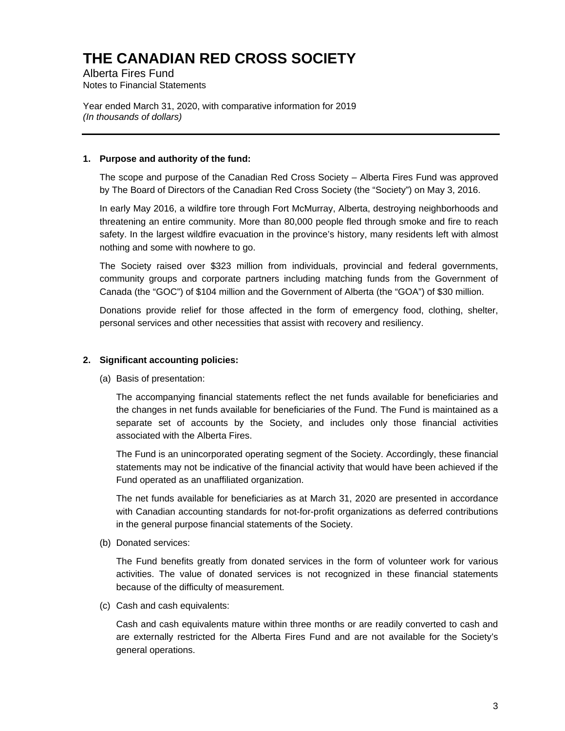# THE CANADIAN RED CROSS SOCIETY

Alberta Fires Fund
Notes to Financial Statements

Year ended March 31, 2020, with comparative information for 2019
*(In thousands of dollars)*

---

**1. Purpose and authority of the fund:**

The scope and purpose of the Canadian Red Cross Society – Alberta Fires Fund was approved by The Board of Directors of the Canadian Red Cross Society (the "Society") on May 3, 2016.

In early May 2016, a wildfire tore through Fort McMurray, Alberta, destroying neighborhoods and threatening an entire community. More than 80,000 people fled through smoke and fire to reach safety. In the largest wildfire evacuation in the province's history, many residents left with almost nothing and some with nowhere to go.

The Society raised over $323 million from individuals, provincial and federal governments, community groups and corporate partners including matching funds from the Government of Canada (the "GOC") of $104 million and the Government of Alberta (the "GOA") of $30 million.

Donations provide relief for those affected in the form of emergency food, clothing, shelter, personal services and other necessities that assist with recovery and resiliency.

**2. Significant accounting policies:**

(a) Basis of presentation:

The accompanying financial statements reflect the net funds available for beneficiaries and the changes in net funds available for beneficiaries of the Fund. The Fund is maintained as a separate set of accounts by the Society, and includes only those financial activities associated with the Alberta Fires.

The Fund is an unincorporated operating segment of the Society. Accordingly, these financial statements may not be indicative of the financial activity that would have been achieved if the Fund operated as an unaffiliated organization.

The net funds available for beneficiaries as at March 31, 2020 are presented in accordance with Canadian accounting standards for not-for-profit organizations as deferred contributions in the general purpose financial statements of the Society.

(b) Donated services:

The Fund benefits greatly from donated services in the form of volunteer work for various activities. The value of donated services is not recognized in these financial statements because of the difficulty of measurement.

(c) Cash and cash equivalents:

Cash and cash equivalents mature within three months or are readily converted to cash and are externally restricted for the Alberta Fires Fund and are not available for the Society's general operations.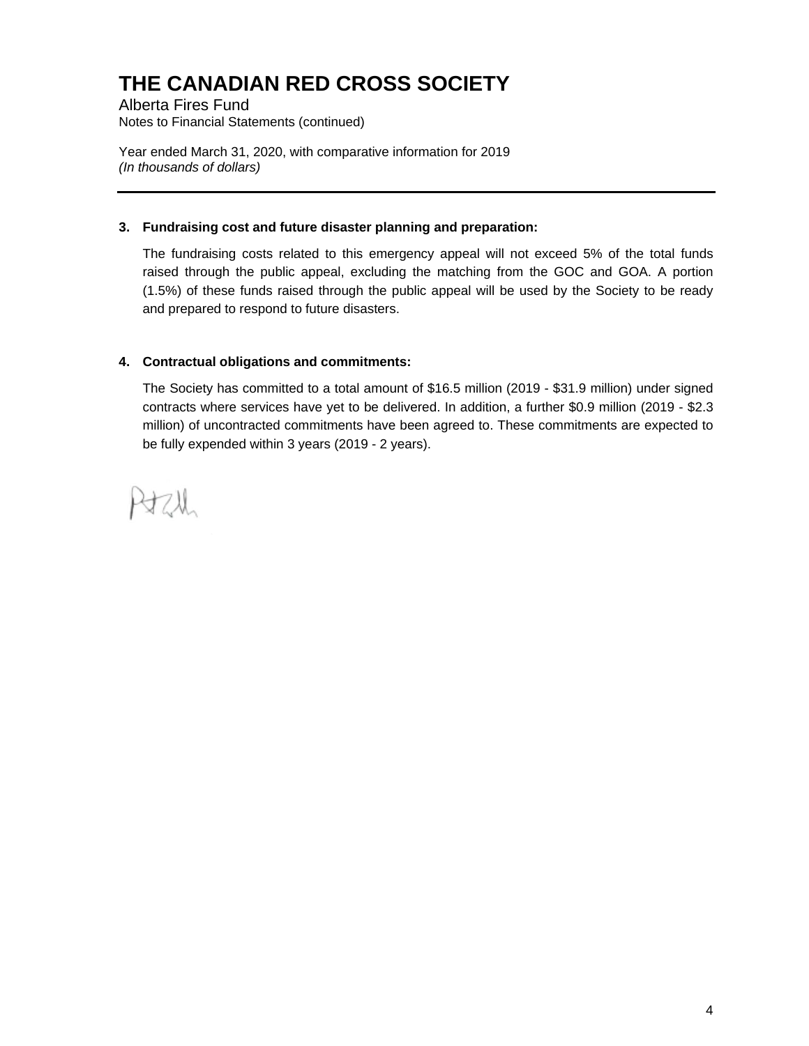# THE CANADIAN RED CROSS SOCIETY

Alberta Fires Fund

Notes to Financial Statements (continued)

Year ended March 31, 2020, with comparative information for 2019

*(In thousands of dollars)*

---

**3. Fundraising cost and future disaster planning and preparation:**

The fundraising costs related to this emergency appeal will not exceed 5% of the total funds raised through the public appeal, excluding the matching from the GOC and GOA. A portion (1.5%) of these funds raised through the public appeal will be used by the Society to be ready and prepared to respond to future disasters.

**4. Contractual obligations and commitments:**

The Society has committed to a total amount of $16.5 million (2019 - $31.9 million) under signed contracts where services have yet to be delivered. In addition, a further $0.9 million (2019 - $2.3 million) of uncontracted commitments have been agreed to. These commitments are expected to be fully expended within 3 years (2019 - 2 years).